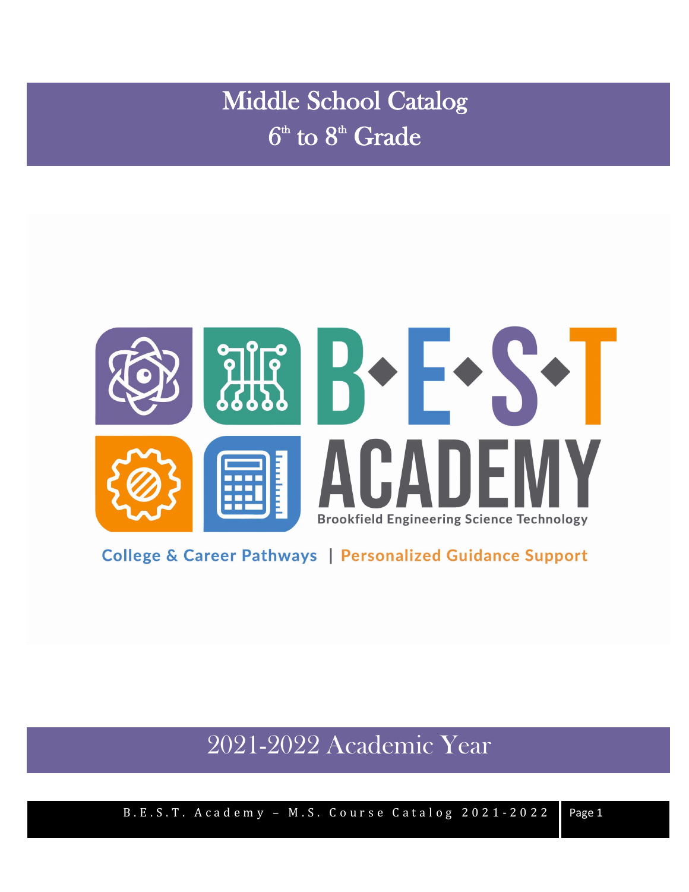# Middle School Catalog
# 6th to 8th Grade

B•E•S•T ACADEMY

Brookfield Engineering Science Technology

College & Career Pathways | Personalized Guidance Support

## 2021-2022 Academic Year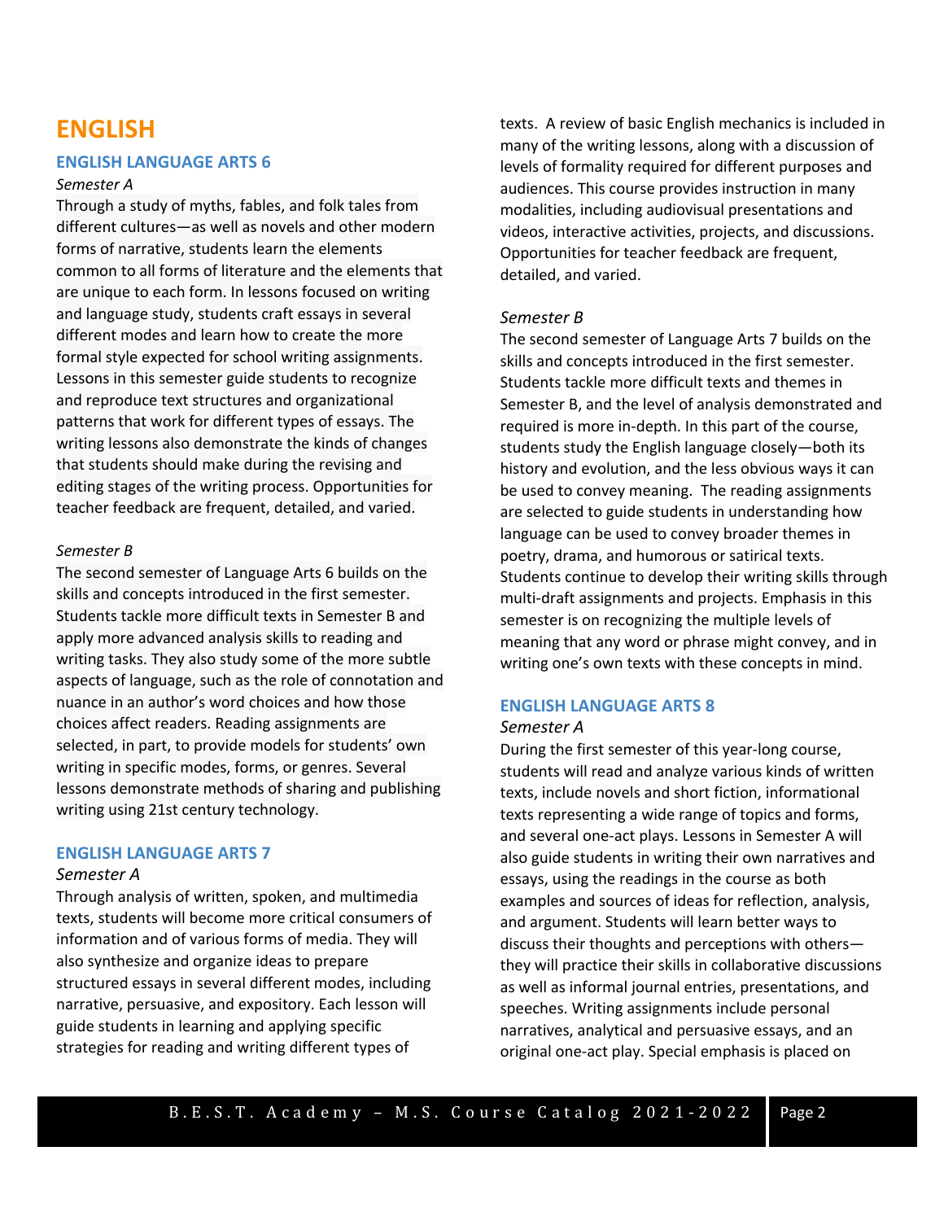# ENGLISH

## ENGLISH LANGUAGE ARTS 6

*Semester A*

Through a study of myths, fables, and folk tales from different cultures—as well as novels and other modern forms of narrative, students learn the elements common to all forms of literature and the elements that are unique to each form. In lessons focused on writing and language study, students craft essays in several different modes and learn how to create the more formal style expected for school writing assignments. Lessons in this semester guide students to recognize and reproduce text structures and organizational patterns that work for different types of essays. The writing lessons also demonstrate the kinds of changes that students should make during the revising and editing stages of the writing process. Opportunities for teacher feedback are frequent, detailed, and varied.

*Semester B*

The second semester of Language Arts 6 builds on the skills and concepts introduced in the first semester. Students tackle more difficult texts in Semester B and apply more advanced analysis skills to reading and writing tasks. They also study some of the more subtle aspects of language, such as the role of connotation and nuance in an author's word choices and how those choices affect readers. Reading assignments are selected, in part, to provide models for students' own writing in specific modes, forms, or genres. Several lessons demonstrate methods of sharing and publishing writing using 21st century technology.

## ENGLISH LANGUAGE ARTS 7

*Semester A*

Through analysis of written, spoken, and multimedia texts, students will become more critical consumers of information and of various forms of media. They will also synthesize and organize ideas to prepare structured essays in several different modes, including narrative, persuasive, and expository. Each lesson will guide students in learning and applying specific strategies for reading and writing different types of texts. A review of basic English mechanics is included in many of the writing lessons, along with a discussion of levels of formality required for different purposes and audiences. This course provides instruction in many modalities, including audiovisual presentations and videos, interactive activities, projects, and discussions. Opportunities for teacher feedback are frequent, detailed, and varied.

*Semester B*

The second semester of Language Arts 7 builds on the skills and concepts introduced in the first semester. Students tackle more difficult texts and themes in Semester B, and the level of analysis demonstrated and required is more in-depth. In this part of the course, students study the English language closely—both its history and evolution, and the less obvious ways it can be used to convey meaning. The reading assignments are selected to guide students in understanding how language can be used to convey broader themes in poetry, drama, and humorous or satirical texts. Students continue to develop their writing skills through multi-draft assignments and projects. Emphasis in this semester is on recognizing the multiple levels of meaning that any word or phrase might convey, and in writing one's own texts with these concepts in mind.

## ENGLISH LANGUAGE ARTS 8

*Semester A*

During the first semester of this year-long course, students will read and analyze various kinds of written texts, include novels and short fiction, informational texts representing a wide range of topics and forms, and several one-act plays. Lessons in Semester A will also guide students in writing their own narratives and essays, using the readings in the course as both examples and sources of ideas for reflection, analysis, and argument. Students will learn better ways to discuss their thoughts and perceptions with others—they will practice their skills in collaborative discussions as well as informal journal entries, presentations, and speeches. Writing assignments include personal narratives, analytical and persuasive essays, and an original one-act play. Special emphasis is placed on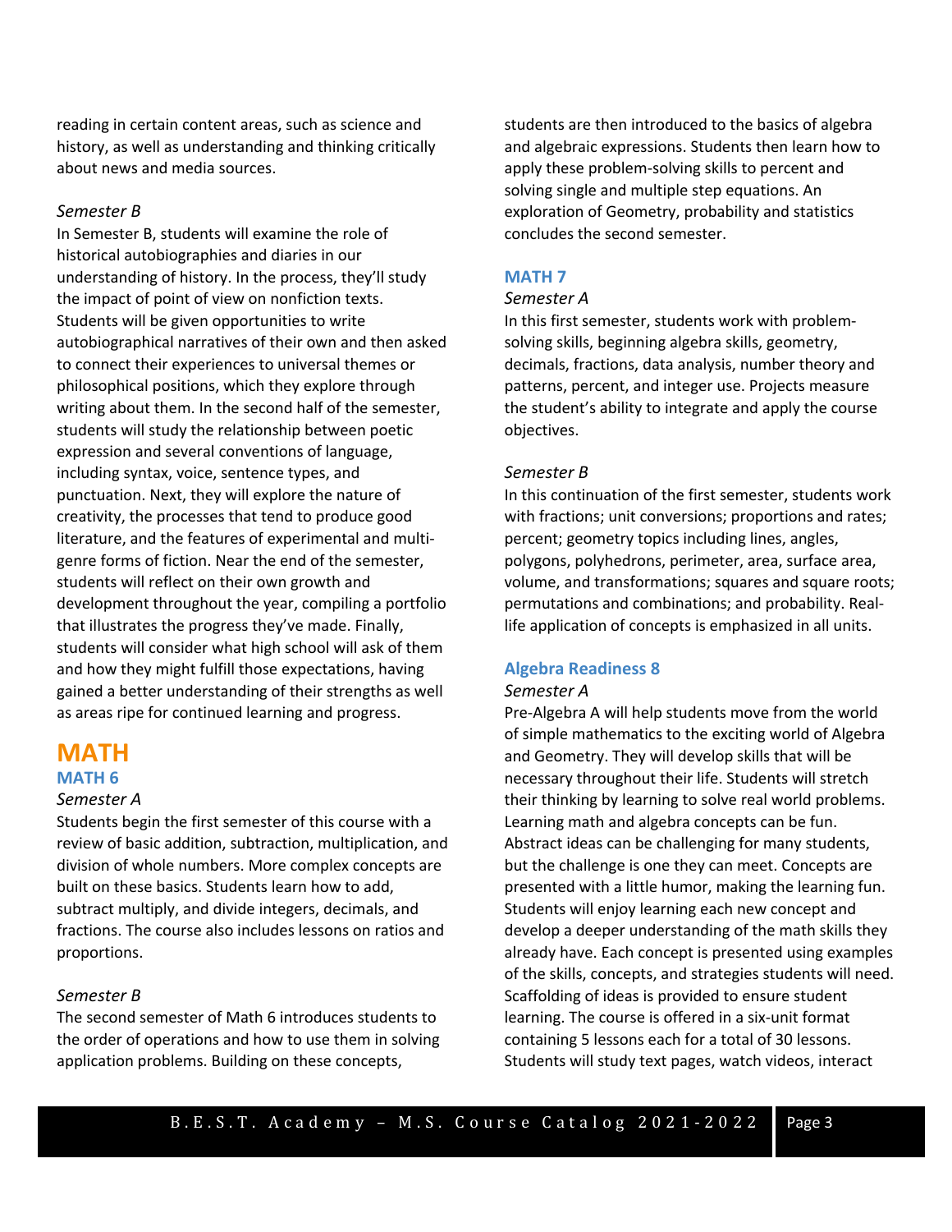reading in certain content areas, such as science and history, as well as understanding and thinking critically about news and media sources.

*Semester B*

In Semester B, students will examine the role of historical autobiographies and diaries in our understanding of history. In the process, they'll study the impact of point of view on nonfiction texts. Students will be given opportunities to write autobiographical narratives of their own and then asked to connect their experiences to universal themes or philosophical positions, which they explore through writing about them. In the second half of the semester, students will study the relationship between poetic expression and several conventions of language, including syntax, voice, sentence types, and punctuation. Next, they will explore the nature of creativity, the processes that tend to produce good literature, and the features of experimental and multi-genre forms of fiction. Near the end of the semester, students will reflect on their own growth and development throughout the year, compiling a portfolio that illustrates the progress they've made. Finally, students will consider what high school will ask of them and how they might fulfill those expectations, having gained a better understanding of their strengths as well as areas ripe for continued learning and progress.

# MATH

## MATH 6

*Semester A*

Students begin the first semester of this course with a review of basic addition, subtraction, multiplication, and division of whole numbers. More complex concepts are built on these basics. Students learn how to add, subtract multiply, and divide integers, decimals, and fractions. The course also includes lessons on ratios and proportions.

*Semester B*

The second semester of Math 6 introduces students to the order of operations and how to use them in solving application problems. Building on these concepts, students are then introduced to the basics of algebra and algebraic expressions. Students then learn how to apply these problem-solving skills to percent and solving single and multiple step equations. An exploration of Geometry, probability and statistics concludes the second semester.

## MATH 7

*Semester A*

In this first semester, students work with problem-solving skills, beginning algebra skills, geometry, decimals, fractions, data analysis, number theory and patterns, percent, and integer use. Projects measure the student's ability to integrate and apply the course objectives.

*Semester B*

In this continuation of the first semester, students work with fractions; unit conversions; proportions and rates; percent; geometry topics including lines, angles, polygons, polyhedrons, perimeter, area, surface area, volume, and transformations; squares and square roots; permutations and combinations; and probability. Real-life application of concepts is emphasized in all units.

## Algebra Readiness 8

*Semester A*

Pre-Algebra A will help students move from the world of simple mathematics to the exciting world of Algebra and Geometry. They will develop skills that will be necessary throughout their life. Students will stretch their thinking by learning to solve real world problems. Learning math and algebra concepts can be fun. Abstract ideas can be challenging for many students, but the challenge is one they can meet. Concepts are presented with a little humor, making the learning fun. Students will enjoy learning each new concept and develop a deeper understanding of the math skills they already have. Each concept is presented using examples of the skills, concepts, and strategies students will need. Scaffolding of ideas is provided to ensure student learning. The course is offered in a six-unit format containing 5 lessons each for a total of 30 lessons. Students will study text pages, watch videos, interact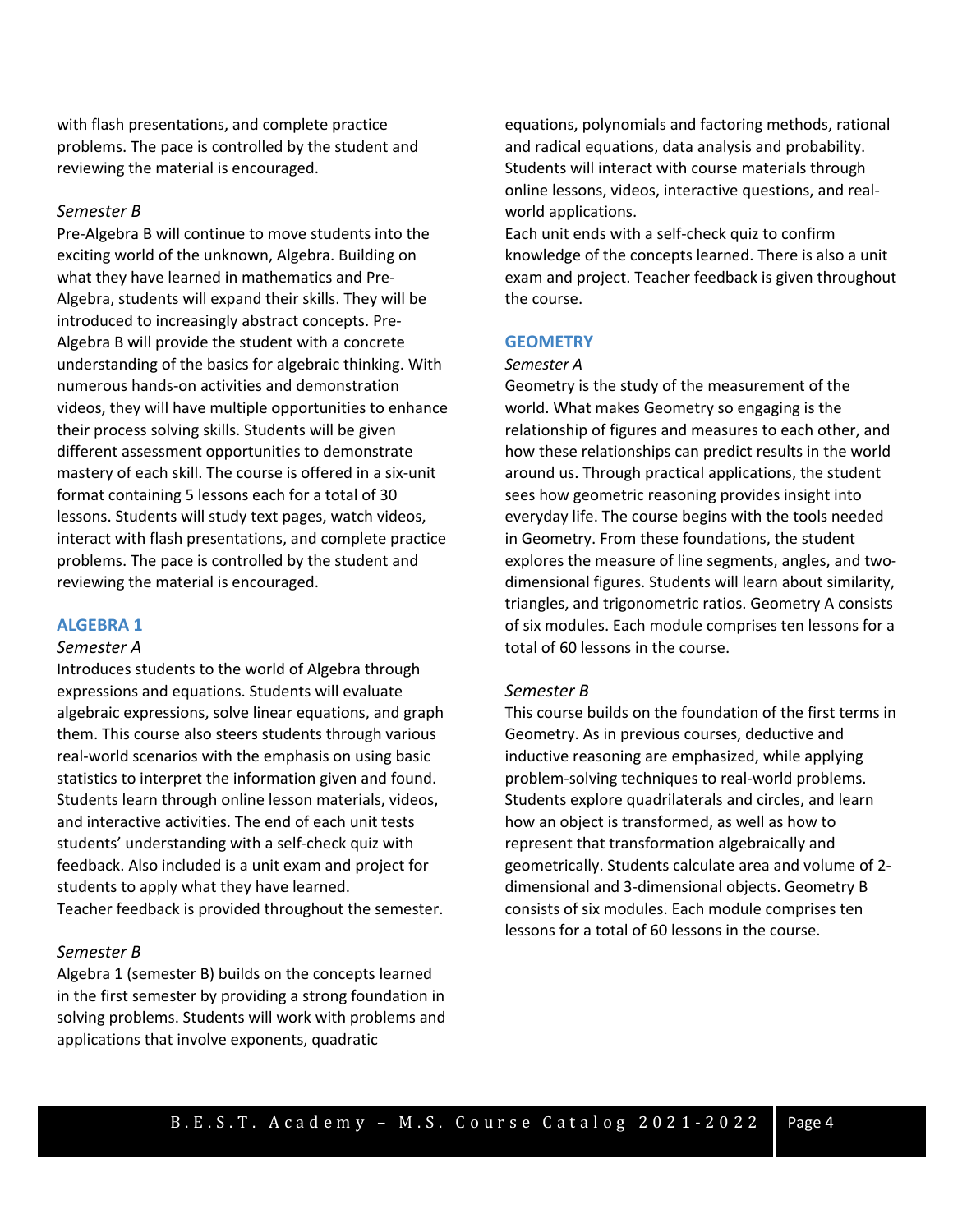with flash presentations, and complete practice problems. The pace is controlled by the student and reviewing the material is encouraged.

*Semester B*

Pre-Algebra B will continue to move students into the exciting world of the unknown, Algebra. Building on what they have learned in mathematics and Pre-Algebra, students will expand their skills. They will be introduced to increasingly abstract concepts. Pre-Algebra B will provide the student with a concrete understanding of the basics for algebraic thinking. With numerous hands-on activities and demonstration videos, they will have multiple opportunities to enhance their process solving skills. Students will be given different assessment opportunities to demonstrate mastery of each skill. The course is offered in a six-unit format containing 5 lessons each for a total of 30 lessons. Students will study text pages, watch videos, interact with flash presentations, and complete practice problems. The pace is controlled by the student and reviewing the material is encouraged.

## ALGEBRA 1

*Semester A*

Introduces students to the world of Algebra through expressions and equations. Students will evaluate algebraic expressions, solve linear equations, and graph them. This course also steers students through various real-world scenarios with the emphasis on using basic statistics to interpret the information given and found. Students learn through online lesson materials, videos, and interactive activities. The end of each unit tests students' understanding with a self-check quiz with feedback. Also included is a unit exam and project for students to apply what they have learned.
Teacher feedback is provided throughout the semester.

*Semester B*

Algebra 1 (semester B) builds on the concepts learned in the first semester by providing a strong foundation in solving problems. Students will work with problems and applications that involve exponents, quadratic equations, polynomials and factoring methods, rational and radical equations, data analysis and probability. Students will interact with course materials through online lessons, videos, interactive questions, and real-world applications.
Each unit ends with a self-check quiz to confirm knowledge of the concepts learned. There is also a unit exam and project. Teacher feedback is given throughout the course.

## GEOMETRY

*Semester A*

Geometry is the study of the measurement of the world. What makes Geometry so engaging is the relationship of figures and measures to each other, and how these relationships can predict results in the world around us. Through practical applications, the student sees how geometric reasoning provides insight into everyday life. The course begins with the tools needed in Geometry. From these foundations, the student explores the measure of line segments, angles, and two-dimensional figures. Students will learn about similarity, triangles, and trigonometric ratios. Geometry A consists of six modules. Each module comprises ten lessons for a total of 60 lessons in the course.

*Semester B*

This course builds on the foundation of the first terms in Geometry. As in previous courses, deductive and inductive reasoning are emphasized, while applying problem-solving techniques to real-world problems. Students explore quadrilaterals and circles, and learn how an object is transformed, as well as how to represent that transformation algebraically and geometrically. Students calculate area and volume of 2-dimensional and 3-dimensional objects. Geometry B consists of six modules. Each module comprises ten lessons for a total of 60 lessons in the course.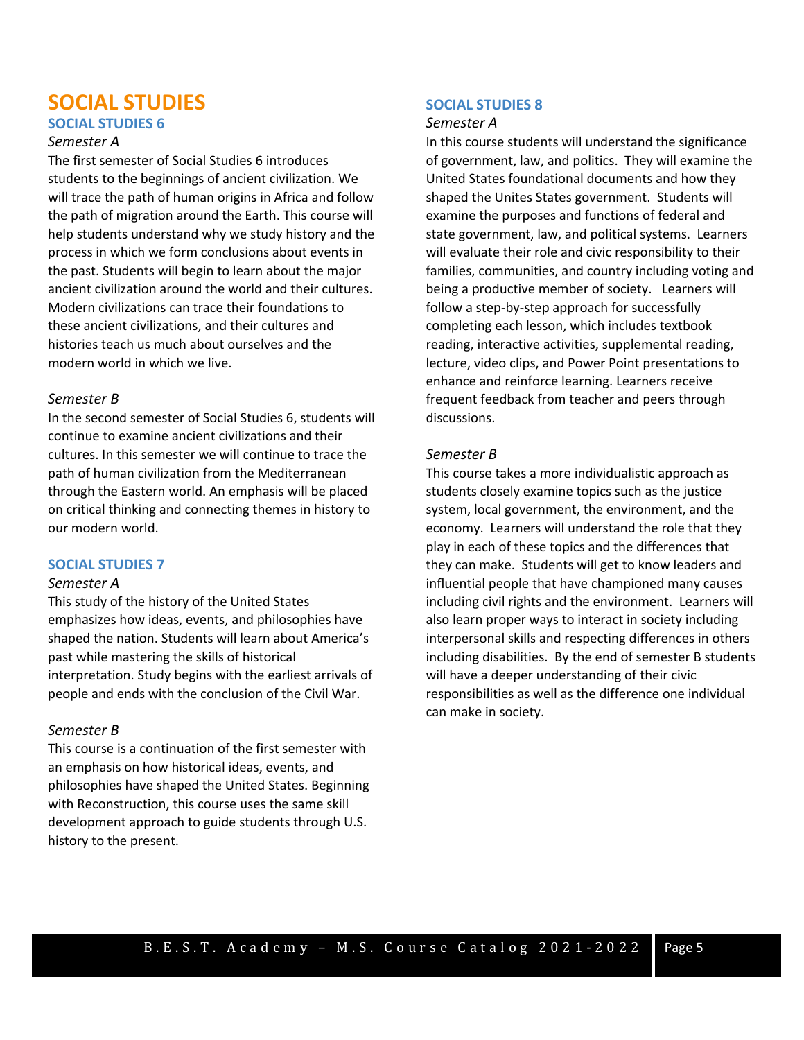# SOCIAL STUDIES

## SOCIAL STUDIES 6

*Semester A*

The first semester of Social Studies 6 introduces students to the beginnings of ancient civilization. We will trace the path of human origins in Africa and follow the path of migration around the Earth. This course will help students understand why we study history and the process in which we form conclusions about events in the past. Students will begin to learn about the major ancient civilization around the world and their cultures. Modern civilizations can trace their foundations to these ancient civilizations, and their cultures and histories teach us much about ourselves and the modern world in which we live.

*Semester B*

In the second semester of Social Studies 6, students will continue to examine ancient civilizations and their cultures. In this semester we will continue to trace the path of human civilization from the Mediterranean through the Eastern world. An emphasis will be placed on critical thinking and connecting themes in history to our modern world.

## SOCIAL STUDIES 7

*Semester A*

This study of the history of the United States emphasizes how ideas, events, and philosophies have shaped the nation. Students will learn about America's past while mastering the skills of historical interpretation. Study begins with the earliest arrivals of people and ends with the conclusion of the Civil War.

*Semester B*

This course is a continuation of the first semester with an emphasis on how historical ideas, events, and philosophies have shaped the United States. Beginning with Reconstruction, this course uses the same skill development approach to guide students through U.S. history to the present.

## SOCIAL STUDIES 8

*Semester A*

In this course students will understand the significance of government, law, and politics. They will examine the United States foundational documents and how they shaped the Unites States government. Students will examine the purposes and functions of federal and state government, law, and political systems. Learners will evaluate their role and civic responsibility to their families, communities, and country including voting and being a productive member of society. Learners will follow a step-by-step approach for successfully completing each lesson, which includes textbook reading, interactive activities, supplemental reading, lecture, video clips, and Power Point presentations to enhance and reinforce learning. Learners receive frequent feedback from teacher and peers through discussions.

*Semester B*

This course takes a more individualistic approach as students closely examine topics such as the justice system, local government, the environment, and the economy. Learners will understand the role that they play in each of these topics and the differences that they can make. Students will get to know leaders and influential people that have championed many causes including civil rights and the environment. Learners will also learn proper ways to interact in society including interpersonal skills and respecting differences in others including disabilities. By the end of semester B students will have a deeper understanding of their civic responsibilities as well as the difference one individual can make in society.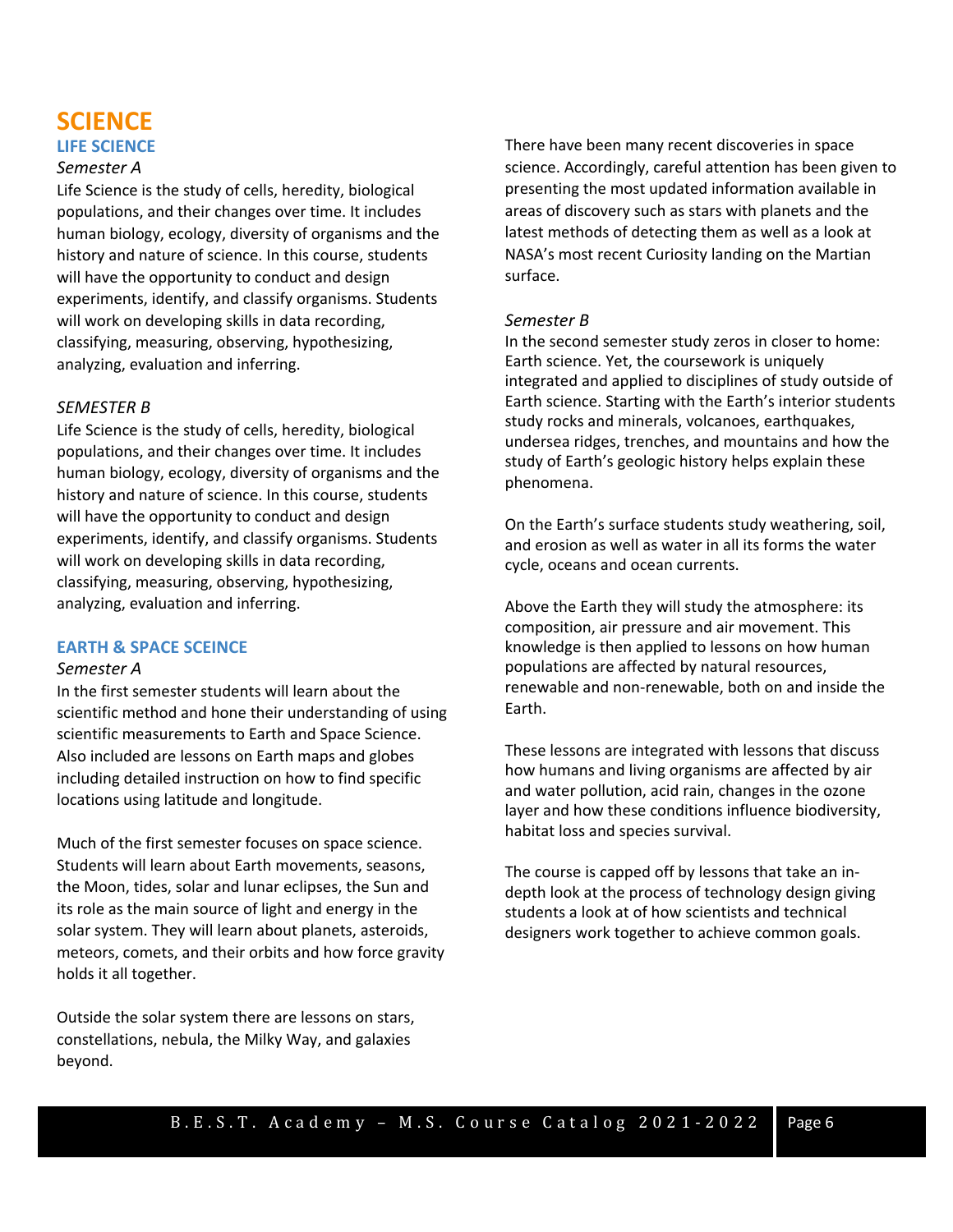# SCIENCE

## LIFE SCIENCE

*Semester A*

Life Science is the study of cells, heredity, biological populations, and their changes over time. It includes human biology, ecology, diversity of organisms and the history and nature of science. In this course, students will have the opportunity to conduct and design experiments, identify, and classify organisms. Students will work on developing skills in data recording, classifying, measuring, observing, hypothesizing, analyzing, evaluation and inferring.

*SEMESTER B*

Life Science is the study of cells, heredity, biological populations, and their changes over time. It includes human biology, ecology, diversity of organisms and the history and nature of science. In this course, students will have the opportunity to conduct and design experiments, identify, and classify organisms. Students will work on developing skills in data recording, classifying, measuring, observing, hypothesizing, analyzing, evaluation and inferring.

## EARTH & SPACE SCEINCE

*Semester A*

In the first semester students will learn about the scientific method and hone their understanding of using scientific measurements to Earth and Space Science. Also included are lessons on Earth maps and globes including detailed instruction on how to find specific locations using latitude and longitude.

Much of the first semester focuses on space science. Students will learn about Earth movements, seasons, the Moon, tides, solar and lunar eclipses, the Sun and its role as the main source of light and energy in the solar system. They will learn about planets, asteroids, meteors, comets, and their orbits and how force gravity holds it all together.

Outside the solar system there are lessons on stars, constellations, nebula, the Milky Way, and galaxies beyond.

There have been many recent discoveries in space science. Accordingly, careful attention has been given to presenting the most updated information available in areas of discovery such as stars with planets and the latest methods of detecting them as well as a look at NASA's most recent Curiosity landing on the Martian surface.

*Semester B*

In the second semester study zeros in closer to home: Earth science. Yet, the coursework is uniquely integrated and applied to disciplines of study outside of Earth science. Starting with the Earth's interior students study rocks and minerals, volcanoes, earthquakes, undersea ridges, trenches, and mountains and how the study of Earth's geologic history helps explain these phenomena.

On the Earth's surface students study weathering, soil, and erosion as well as water in all its forms the water cycle, oceans and ocean currents.

Above the Earth they will study the atmosphere: its composition, air pressure and air movement. This knowledge is then applied to lessons on how human populations are affected by natural resources, renewable and non-renewable, both on and inside the Earth.

These lessons are integrated with lessons that discuss how humans and living organisms are affected by air and water pollution, acid rain, changes in the ozone layer and how these conditions influence biodiversity, habitat loss and species survival.

The course is capped off by lessons that take an in-depth look at the process of technology design giving students a look at of how scientists and technical designers work together to achieve common goals.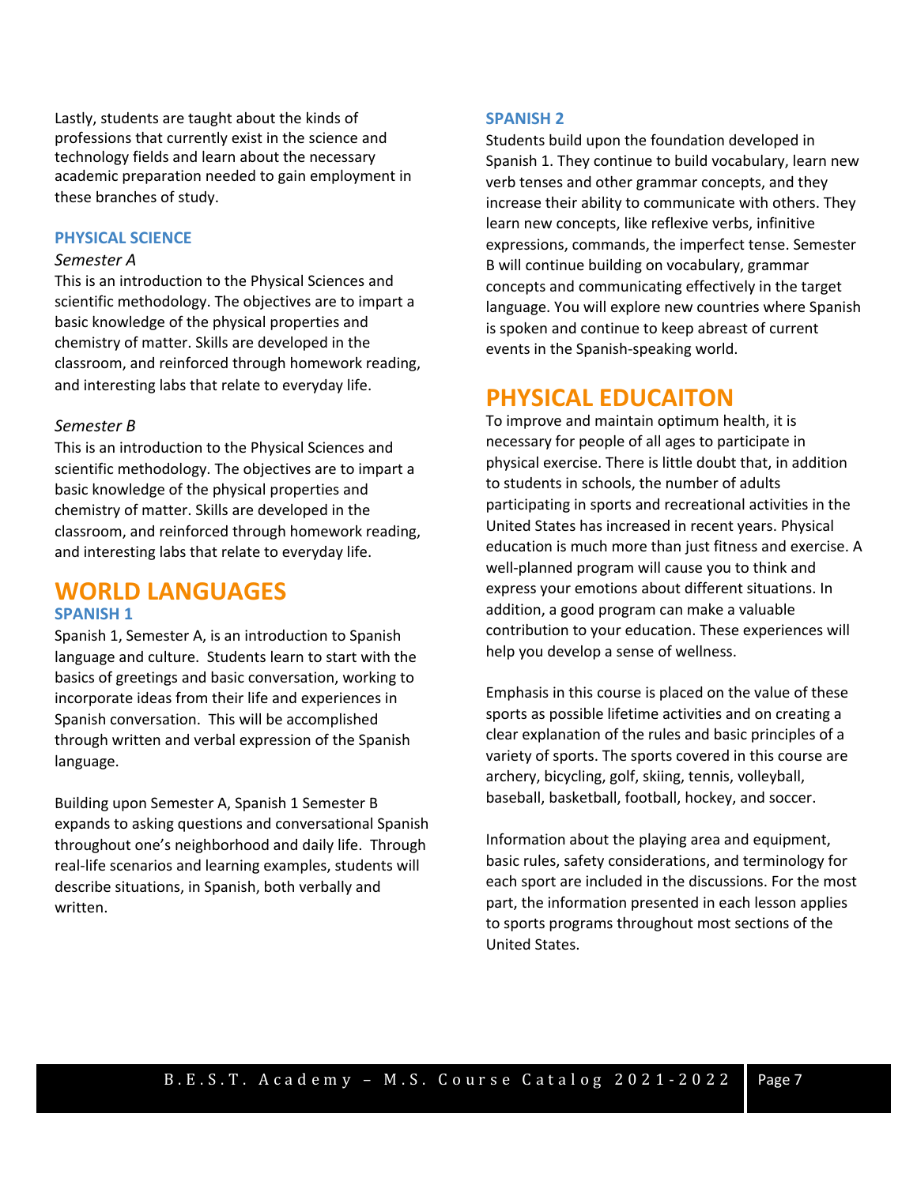Lastly, students are taught about the kinds of professions that currently exist in the science and technology fields and learn about the necessary academic preparation needed to gain employment in these branches of study.

### PHYSICAL SCIENCE

*Semester A*

This is an introduction to the Physical Sciences and scientific methodology. The objectives are to impart a basic knowledge of the physical properties and chemistry of matter. Skills are developed in the classroom, and reinforced through homework reading, and interesting labs that relate to everyday life.

*Semester B*

This is an introduction to the Physical Sciences and scientific methodology. The objectives are to impart a basic knowledge of the physical properties and chemistry of matter. Skills are developed in the classroom, and reinforced through homework reading, and interesting labs that relate to everyday life.

## WORLD LANGUAGES

### SPANISH 1

Spanish 1, Semester A, is an introduction to Spanish language and culture. Students learn to start with the basics of greetings and basic conversation, working to incorporate ideas from their life and experiences in Spanish conversation. This will be accomplished through written and verbal expression of the Spanish language.

Building upon Semester A, Spanish 1 Semester B expands to asking questions and conversational Spanish throughout one's neighborhood and daily life. Through real-life scenarios and learning examples, students will describe situations, in Spanish, both verbally and written.

### SPANISH 2

Students build upon the foundation developed in Spanish 1. They continue to build vocabulary, learn new verb tenses and other grammar concepts, and they increase their ability to communicate with others. They learn new concepts, like reflexive verbs, infinitive expressions, commands, the imperfect tense. Semester B will continue building on vocabulary, grammar concepts and communicating effectively in the target language. You will explore new countries where Spanish is spoken and continue to keep abreast of current events in the Spanish-speaking world.

## PHYSICAL EDUCAITON

To improve and maintain optimum health, it is necessary for people of all ages to participate in physical exercise. There is little doubt that, in addition to students in schools, the number of adults participating in sports and recreational activities in the United States has increased in recent years. Physical education is much more than just fitness and exercise. A well-planned program will cause you to think and express your emotions about different situations. In addition, a good program can make a valuable contribution to your education. These experiences will help you develop a sense of wellness.

Emphasis in this course is placed on the value of these sports as possible lifetime activities and on creating a clear explanation of the rules and basic principles of a variety of sports. The sports covered in this course are archery, bicycling, golf, skiing, tennis, volleyball, baseball, basketball, football, hockey, and soccer.

Information about the playing area and equipment, basic rules, safety considerations, and terminology for each sport are included in the discussions. For the most part, the information presented in each lesson applies to sports programs throughout most sections of the United States.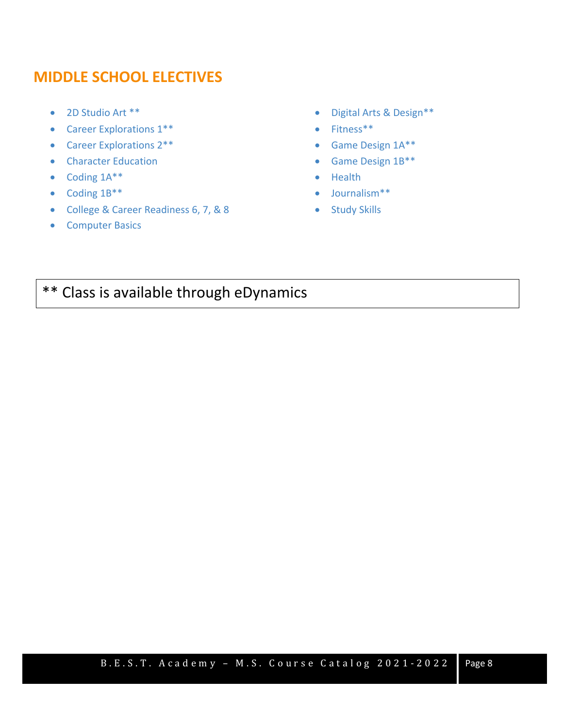## MIDDLE SCHOOL ELECTIVES

- 2D Studio Art **
- Career Explorations 1**
- Career Explorations 2**
- Character Education
- Coding 1A**
- Coding 1B**
- College & Career Readiness 6, 7, & 8
- Computer Basics
- Digital Arts & Design**
- Fitness**
- Game Design 1A**
- Game Design 1B**
- Health
- Journalism**
- Study Skills

** Class is available through eDynamics